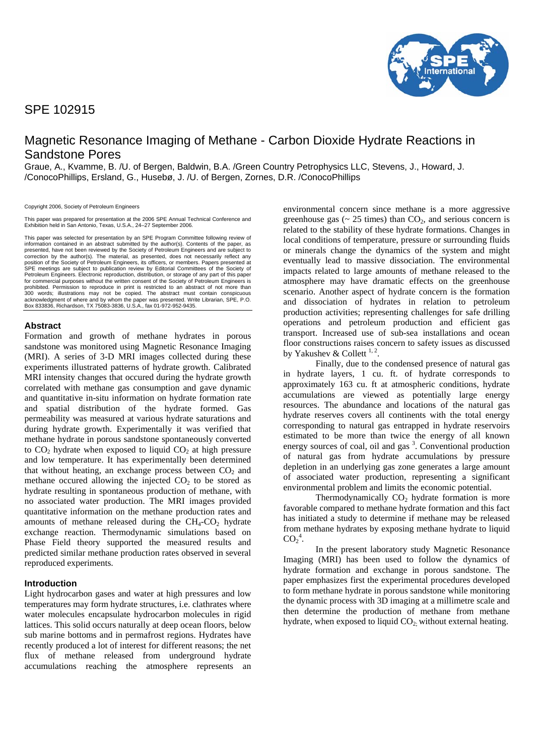# SPE 102915

## Magnetic Resonance Imaging of Methane - Carbon Dioxide Hydrate Reactions in Sandstone Pores

Graue, A., Kvamme, B. /U. of Bergen, Baldwin, B.A. /Green Country Petrophysics LLC, Stevens, J., Howard, J. /ConocoPhillips, Ersland, G., Husebø, J. /U. of Bergen, Zornes, D.R. /ConocoPhillips

Copyright 2006, Society of Petroleum Engineers

This paper was prepared for presentation at the 2006 SPE Annual Technical Conference and Exhibition held in San Antonio, Texas, U.S.A., 24–27 September 2006.

This paper was selected for presentation by an SPE Program Committee following review of information contained in an abstract submitted by the author(s). Contents of the paper, as presented, have not been reviewed by the Society of Petroleum Engineers and are subject to correction by the author(s). The material, as presented, does not necessarily reflect any position of the Society of Petroleum Engineers, its officers, or members. Papers presented at SPE meetings are subject to publication review by Editorial Committees of the Society of Petroleum Engineers. Electronic reproduction, distribution, or storage of any part of this paper for commercial purposes without the written consent of the Society of Petroleum Engineers is prohibited. Permission to reproduce in print is restricted to an abstract of not more than 300 words; illustrations may not be copied. The abstract must contain conspicuous acknowledgment of where and by whom the paper was presented. Write Librarian, SPE, P.O. Box 833836, Richardson, TX 75083-3836, U.S.A., fax 01-972-952-9435.

### Abstract

Formation and growth of methane hydrates in porous sandstone was monitored using Magnetic Resonance Imaging (MRI). A series of 3-D MRI images collected during these experiments illustrated patterns of hydrate growth. Calibrated MRI intensity changes that occured during the hydrate growth correlated with methane gas consumption and gave dynamic and quantitative in-situ information on hydrate formation rate and spatial distribution of the hydrate formed. Gas permeability was measured at various hydrate saturations and during hydrate growth. Experimentally it was verified that methane hydrate in porous sandstone spontaneously converted to $CO_2$ hydrate when exposed to liquid $CO_2$ at high pressure and low temperature. It has experimentally been determined that without heating, an exchange process between $CO_2$ and methane occured allowing the injected $CO_2$ to be stored as hydrate resulting in spontaneous production of methane, with no associated water production. The MRI images provided quantitative information on the methane production rates and amounts of methane released during the $CH_4$-$CO_2$ hydrate exchange reaction. Thermodynamic simulations based on Phase Field theory supported the measured results and predicted similar methane production rates observed in several reproduced experiments.

### Introduction

Light hydrocarbon gases and water at high pressures and low temperatures may form hydrate structures, i.e. clathrates where water molecules encapsulate hydrocarbon molecules in rigid lattices. This solid occurs naturally at deep ocean floors, below sub marine bottoms and in permafrost regions. Hydrates have recently produced a lot of interest for different reasons; the net flux of methane released from underground hydrate accumulations reaching the atmosphere represents an environmental concern since methane is a more aggressive greenhouse gas (~ 25 times) than $CO_2$, and serious concern is related to the stability of these hydrate formations. Changes in local conditions of temperature, pressure or surrounding fluids or minerals change the dynamics of the system and might eventually lead to massive dissociation. The environmental impacts related to large amounts of methane released to the atmosphere may have dramatic effects on the greenhouse scenario. Another aspect of hydrate concern is the formation and dissociation of hydrates in relation to petroleum production activities; representing challenges for safe drilling operations and petroleum production and efficient gas transport. Increased use of sub-sea installations and ocean floor constructions raises concern to safety issues as discussed by Yakushev & Collett [1, 2].

Finally, due to the condensed presence of natural gas in hydrate layers, 1 cu. ft. of hydrate corresponds to approximately 163 cu. ft at atmospheric conditions, hydrate accumulations are viewed as potentially large energy resources. The abundance and locations of the natural gas hydrate reserves covers all continents with the total energy corresponding to natural gas entrapped in hydrate reservoirs estimated to be more than twice the energy of all known energy sources of coal, oil and gas [3]. Conventional production of natural gas from hydrate accumulations by pressure depletion in an underlying gas zone generates a large amount of associated water production, representing a significant environmental problem and limits the economic potential.

Thermodynamically $CO_2$ hydrate formation is more favorable compared to methane hydrate formation and this fact has initiated a study to determine if methane may be released from methane hydrates by exposing methane hydrate to liquid $CO_2$ [4].

In the present laboratory study Magnetic Resonance Imaging (MRI) has been used to follow the dynamics of hydrate formation and exchange in porous sandstone. The paper emphasizes first the experimental procedures developed to form methane hydrate in porous sandstone while monitoring the dynamic process with 3D imaging at a millimetre scale and then determine the production of methane from methane hydrate, when exposed to liquid $CO_2$, without external heating.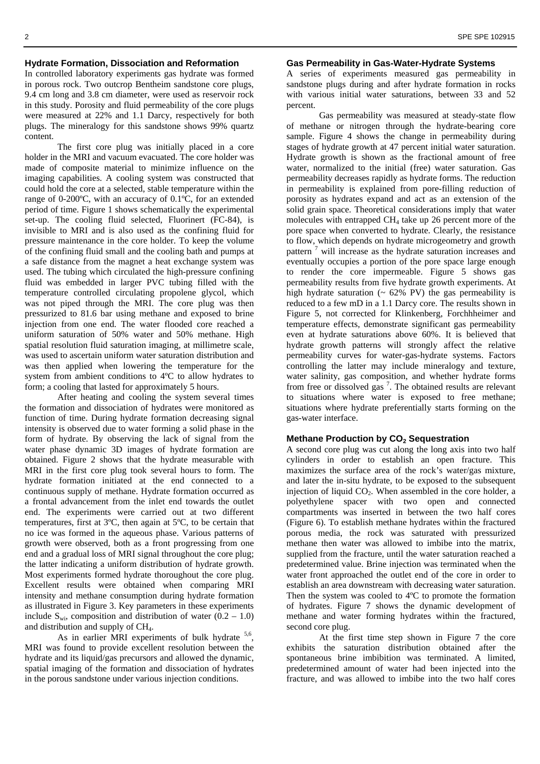## Hydrate Formation, Dissociation and Reformation

In controlled laboratory experiments gas hydrate was formed in porous rock. Two outcrop Bentheim sandstone core plugs, 9.4 cm long and 3.8 cm diameter, were used as reservoir rock in this study. Porosity and fluid permeability of the core plugs were measured at 22% and 1.1 Darcy, respectively for both plugs. The mineralogy for this sandstone shows 99% quartz content.

The first core plug was initially placed in a core holder in the MRI and vacuum evacuated. The core holder was made of composite material to minimize influence on the imaging capabilities. A cooling system was constructed that could hold the core at a selected, stable temperature within the range of 0-200ºC, with an accuracy of 0.1ºC, for an extended period of time. Figure 1 shows schematically the experimental set-up. The cooling fluid selected, Fluorinert (FC-84), is invisible to MRI and is also used as the confining fluid for pressure maintenance in the core holder. To keep the volume of the confining fluid small and the cooling bath and pumps at a safe distance from the magnet a heat exchange system was used. The tubing which circulated the high-pressure confining fluid was embedded in larger PVC tubing filled with the temperature controlled circulating propolene glycol, which was not piped through the MRI. The core plug was then pressurized to 81.6 bar using methane and exposed to brine injection from one end. The water flooded core reached a uniform saturation of 50% water and 50% methane. High spatial resolution fluid saturation imaging, at millimetre scale, was used to ascertain uniform water saturation distribution and was then applied when lowering the temperature for the system from ambient conditions to 4ºC to allow hydrates to form; a cooling that lasted for approximately 5 hours.

After heating and cooling the system several times the formation and dissociation of hydrates were monitored as function of time. During hydrate formation decreasing signal intensity is observed due to water forming a solid phase in the form of hydrate. By observing the lack of signal from the water phase dynamic 3D images of hydrate formation are obtained. Figure 2 shows that the hydrate measurable with MRI in the first core plug took several hours to form. The hydrate formation initiated at the end connected to a continuous supply of methane. Hydrate formation occurred as a frontal advancement from the inlet end towards the outlet end. The experiments were carried out at two different temperatures, first at 3ºC, then again at 5ºC, to be certain that no ice was formed in the aqueous phase. Various patterns of growth were observed, both as a front progressing from one end and a gradual loss of MRI signal throughout the core plug; the latter indicating a uniform distribution of hydrate growth. Most experiments formed hydrate thoroughout the core plug. Excellent results were obtained when comparing MRI intensity and methane consumption during hydrate formation as illustrated in Figure 3. Key parameters in these experiments include $S_{wi}$, composition and distribution of water (0.2 – 1.0) and distribution and supply of $CH_4$.

As in earlier MRI experiments of bulk hydrate [5,6], MRI was found to provide excellent resolution between the hydrate and its liquid/gas precursors and allowed the dynamic, spatial imaging of the formation and dissociation of hydrates in the porous sandstone under various injection conditions.

## Gas Permeability in Gas-Water-Hydrate Systems

A series of experiments measured gas permeability in sandstone plugs during and after hydrate formation in rocks with various initial water saturations, between 33 and 52 percent.

Gas permeability was measured at steady-state flow of methane or nitrogen through the hydrate-bearing core sample. Figure 4 shows the change in permeability during stages of hydrate growth at 47 percent initial water saturation. Hydrate growth is shown as the fractional amount of free water, normalized to the initial (free) water saturation. Gas permeability decreases rapidly as hydrate forms. The reduction in permeability is explained from pore-filling reduction of porosity as hydrates expand and act as an extension of the solid grain space. Theoretical considerations imply that water molecules with entrapped $CH_4$ take up 26 percent more of the pore space when converted to hydrate. Clearly, the resistance to flow, which depends on hydrate microgeometry and growth pattern [7] will increase as the hydrate saturation increases and eventually occupies a portion of the pore space large enough to render the core impermeable. Figure 5 shows gas permeability results from five hydrate growth experiments. At high hydrate saturation (~ 62% PV) the gas permeability is reduced to a few mD in a 1.1 Darcy core. The results shown in Figure 5, not corrected for Klinkenberg, Forchhheimer and temperature effects, demonstrate significant gas permeability even at hydrate saturations above 60%. It is believed that hydrate growth patterns will strongly affect the relative permeability curves for water-gas-hydrate systems. Factors controlling the latter may include mineralogy and texture, water salinity, gas composition, and whether hydrate forms from free or dissolved gas [7]. The obtained results are relevant to situations where water is exposed to free methane; situations where hydrate preferentially starts forming on the gas-water interface.

## Methane Production by $CO_2$ Sequestration

A second core plug was cut along the long axis into two half cylinders in order to establish an open fracture. This maximizes the surface area of the rock's water/gas mixture, and later the in-situ hydrate, to be exposed to the subsequent injection of liquid $CO_2$. When assembled in the core holder, a polyethylene spacer with two open and connected compartments was inserted in between the two half cores (Figure 6). To establish methane hydrates within the fractured porous media, the rock was saturated with pressurized methane then water was allowed to imbibe into the matrix, supplied from the fracture, until the water saturation reached a predetermined value. Brine injection was terminated when the water front approached the outlet end of the core in order to establish an area downstream with decreasing water saturation. Then the system was cooled to 4ºC to promote the formation of hydrates. Figure 7 shows the dynamic development of methane and water forming hydrates within the fractured, second core plug.

At the first time step shown in Figure 7 the core exhibits the saturation distribution obtained after the spontaneous brine imbibition was terminated. A limited, predetermined amount of water had been injected into the fracture, and was allowed to imbibe into the two half cores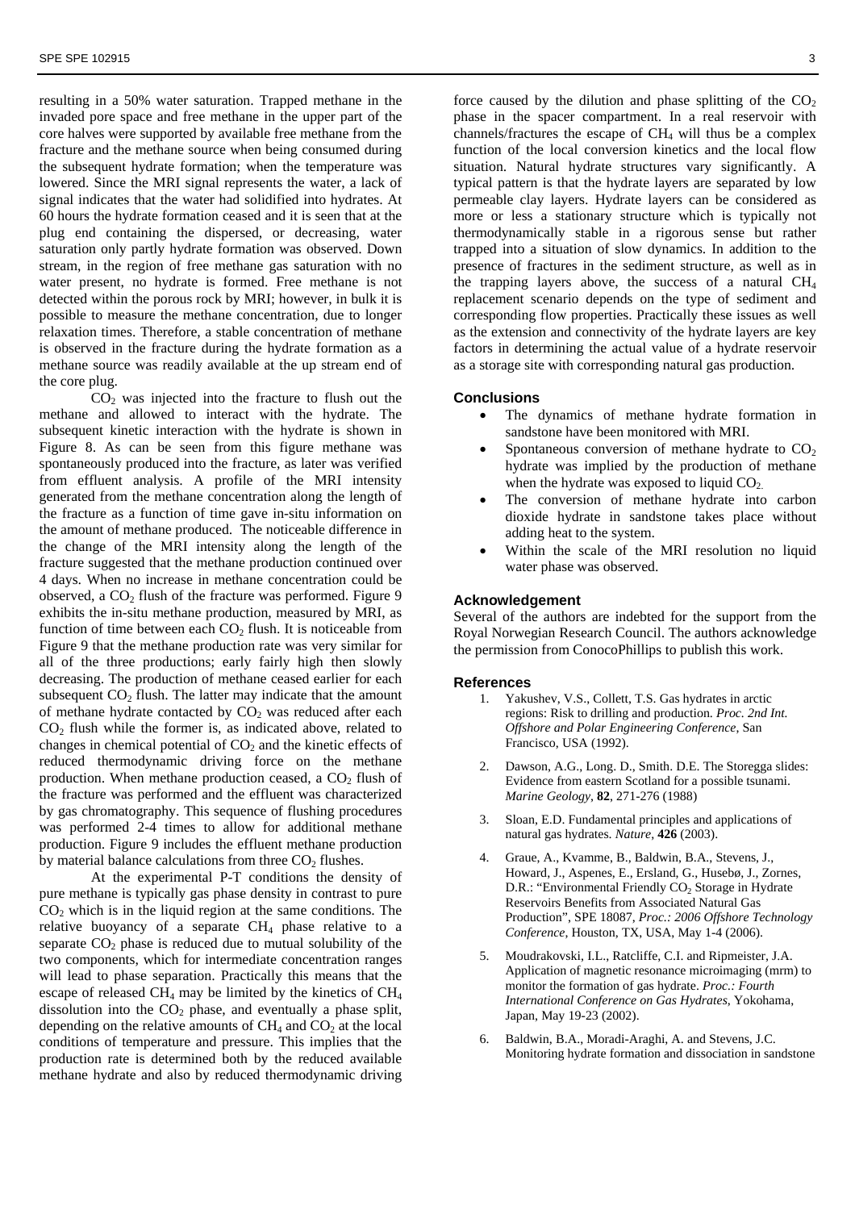resulting in a 50% water saturation. Trapped methane in the invaded pore space and free methane in the upper part of the core halves were supported by available free methane from the fracture and the methane source when being consumed during the subsequent hydrate formation; when the temperature was lowered. Since the MRI signal represents the water, a lack of signal indicates that the water had solidified into hydrates. At 60 hours the hydrate formation ceased and it is seen that at the plug end containing the dispersed, or decreasing, water saturation only partly hydrate formation was observed. Down stream, in the region of free methane gas saturation with no water present, no hydrate is formed. Free methane is not detected within the porous rock by MRI; however, in bulk it is possible to measure the methane concentration, due to longer relaxation times. Therefore, a stable concentration of methane is observed in the fracture during the hydrate formation as a methane source was readily available at the up stream end of the core plug.

$CO_2$ was injected into the fracture to flush out the methane and allowed to interact with the hydrate. The subsequent kinetic interaction with the hydrate is shown in Figure 8. As can be seen from this figure methane was spontaneously produced into the fracture, as later was verified from effluent analysis. A profile of the MRI intensity generated from the methane concentration along the length of the fracture as a function of time gave in-situ information on the amount of methane produced. The noticeable difference in the change of the MRI intensity along the length of the fracture suggested that the methane production continued over 4 days. When no increase in methane concentration could be observed, a $CO_2$ flush of the fracture was performed. Figure 9 exhibits the in-situ methane production, measured by MRI, as function of time between each $CO_2$ flush. It is noticeable from Figure 9 that the methane production rate was very similar for all of the three productions; early fairly high then slowly decreasing. The production of methane ceased earlier for each subsequent $CO_2$ flush. The latter may indicate that the amount of methane hydrate contacted by $CO_2$ was reduced after each $CO_2$ flush while the former is, as indicated above, related to changes in chemical potential of $CO_2$ and the kinetic effects of reduced thermodynamic driving force on the methane production. When methane production ceased, a $CO_2$ flush of the fracture was performed and the effluent was characterized by gas chromatography. This sequence of flushing procedures was performed 2-4 times to allow for additional methane production. Figure 9 includes the effluent methane production by material balance calculations from three $CO_2$ flushes.

At the experimental P-T conditions the density of pure methane is typically gas phase density in contrast to pure $CO_2$ which is in the liquid region at the same conditions. The relative buoyancy of a separate $CH_4$ phase relative to a separate $CO_2$ phase is reduced due to mutual solubility of the two components, which for intermediate concentration ranges will lead to phase separation. Practically this means that the escape of released $CH_4$ may be limited by the kinetics of $CH_4$ dissolution into the $CO_2$ phase, and eventually a phase split, depending on the relative amounts of $CH_4$ and $CO_2$ at the local conditions of temperature and pressure. This implies that the production rate is determined both by the reduced available methane hydrate and also by reduced thermodynamic driving force caused by the dilution and phase splitting of the $CO_2$ phase in the spacer compartment. In a real reservoir with channels/fractures the escape of $CH_4$ will thus be a complex function of the local conversion kinetics and the local flow situation. Natural hydrate structures vary significantly. A typical pattern is that the hydrate layers are separated by low permeable clay layers. Hydrate layers can be considered as more or less a stationary structure which is typically not thermodynamically stable in a rigorous sense but rather trapped into a situation of slow dynamics. In addition to the presence of fractures in the sediment structure, as well as in the trapping layers above, the success of a natural $CH_4$ replacement scenario depends on the type of sediment and corresponding flow properties. Practically these issues as well as the extension and connectivity of the hydrate layers are key factors in determining the actual value of a hydrate reservoir as a storage site with corresponding natural gas production.

## Conclusions

- The dynamics of methane hydrate formation in sandstone have been monitored with MRI.
- Spontaneous conversion of methane hydrate to $CO_2$ hydrate was implied by the production of methane when the hydrate was exposed to liquid $CO_2$.
- The conversion of methane hydrate into carbon dioxide hydrate in sandstone takes place without adding heat to the system.
- Within the scale of the MRI resolution no liquid water phase was observed.

## Acknowledgement

Several of the authors are indebted for the support from the Royal Norwegian Research Council. The authors acknowledge the permission from ConocoPhillips to publish this work.

## References

1. Yakushev, V.S., Collett, T.S. Gas hydrates in arctic regions: Risk to drilling and production. *Proc. 2nd Int. Offshore and Polar Engineering Conference*, San Francisco, USA (1992).
2. Dawson, A.G., Long. D., Smith. D.E. The Storegga slides: Evidence from eastern Scotland for a possible tsunami. *Marine Geology*, **82**, 271-276 (1988)
3. Sloan, E.D. Fundamental principles and applications of natural gas hydrates. *Nature*, **426** (2003).
4. Graue, A., Kvamme, B., Baldwin, B.A., Stevens, J., Howard, J., Aspenes, E., Ersland, G., Husebø, J., Zornes, D.R.: "Environmental Friendly $CO_2$ Storage in Hydrate Reservoirs Benefits from Associated Natural Gas Production", SPE 18087, *Proc.: 2006 Offshore Technology Conference*, Houston, TX, USA, May 1-4 (2006).
5. Moudrakovski, I.L., Ratcliffe, C.I. and Ripmeister, J.A. Application of magnetic resonance microimaging (mrm) to monitor the formation of gas hydrate. *Proc.: Fourth International Conference on Gas Hydrates*, Yokohama, Japan, May 19-23 (2002).
6. Baldwin, B.A., Moradi-Araghi, A. and Stevens, J.C. Monitoring hydrate formation and dissociation in sandstone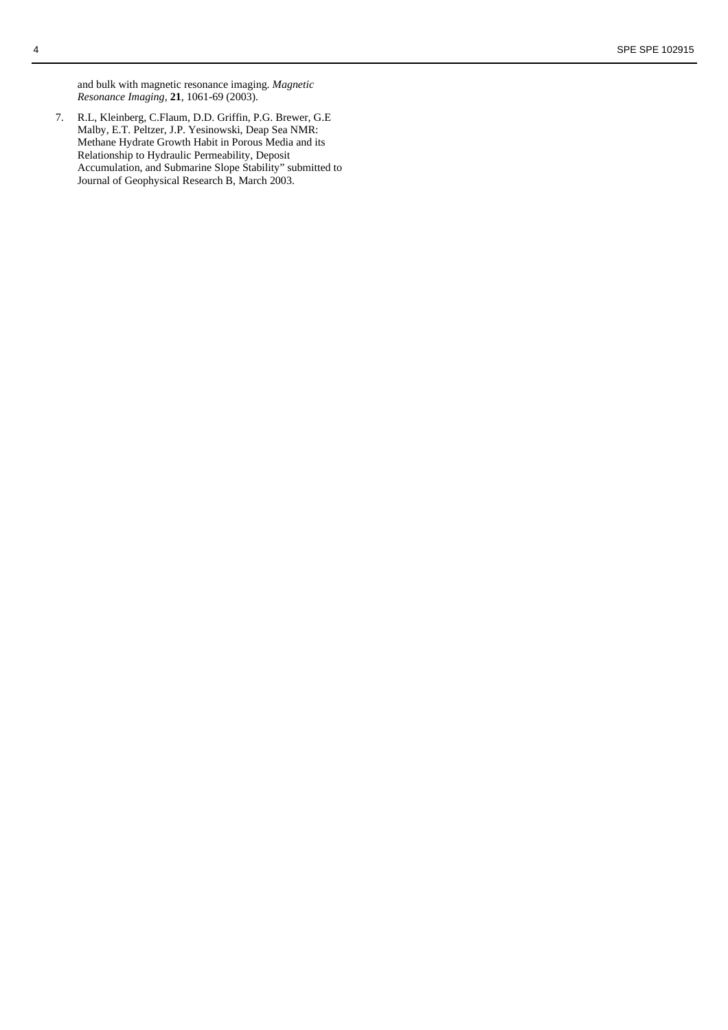and bulk with magnetic resonance imaging. *Magnetic Resonance Imaging*, **21**, 1061-69 (2003).

7. R.L, Kleinberg, C.Flaum, D.D. Griffin, P.G. Brewer, G.E Malby, E.T. Peltzer, J.P. Yesinowski, Deap Sea NMR: Methane Hydrate Growth Habit in Porous Media and its Relationship to Hydraulic Permeability, Deposit Accumulation, and Submarine Slope Stability" submitted to Journal of Geophysical Research B, March 2003.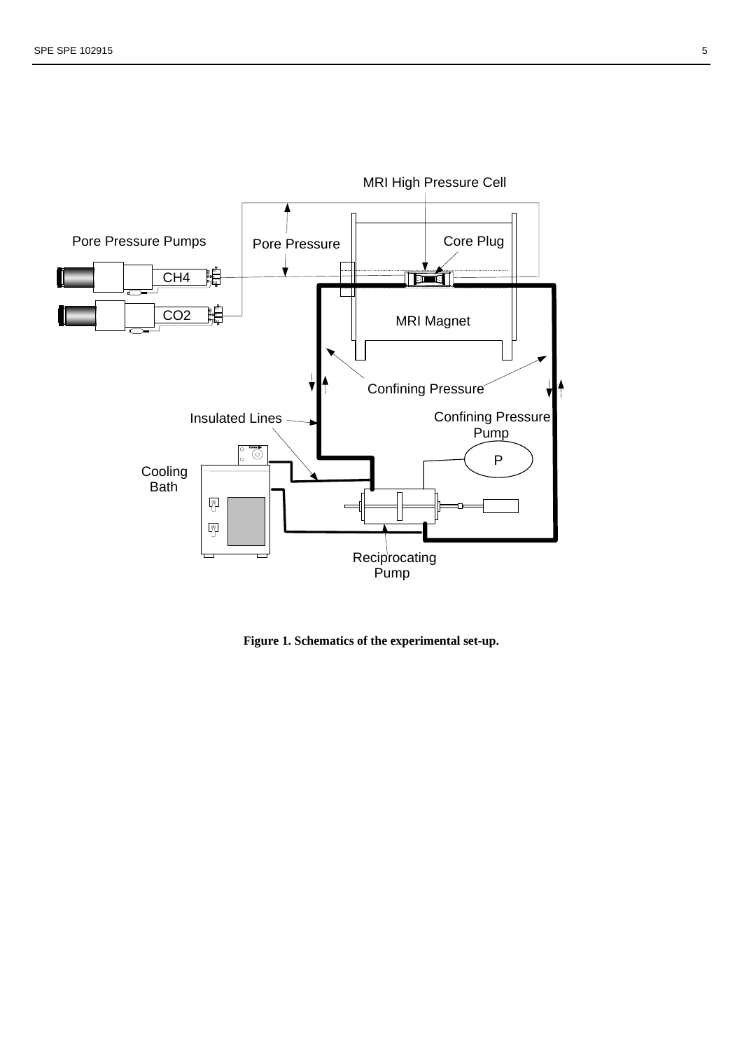**Figure 1. Schematics of the experimental set-up.**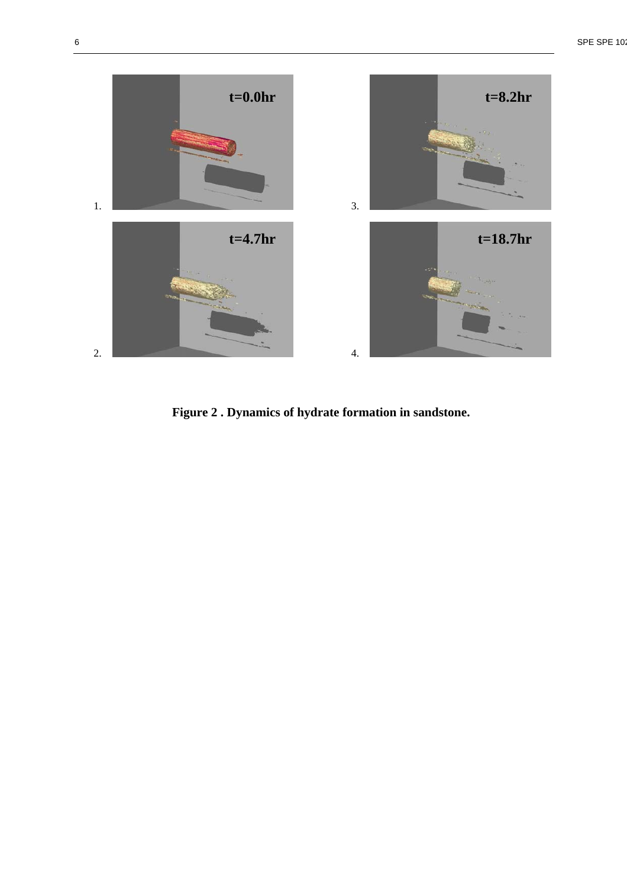**Figure 2 . Dynamics of hydrate formation in sandstone.**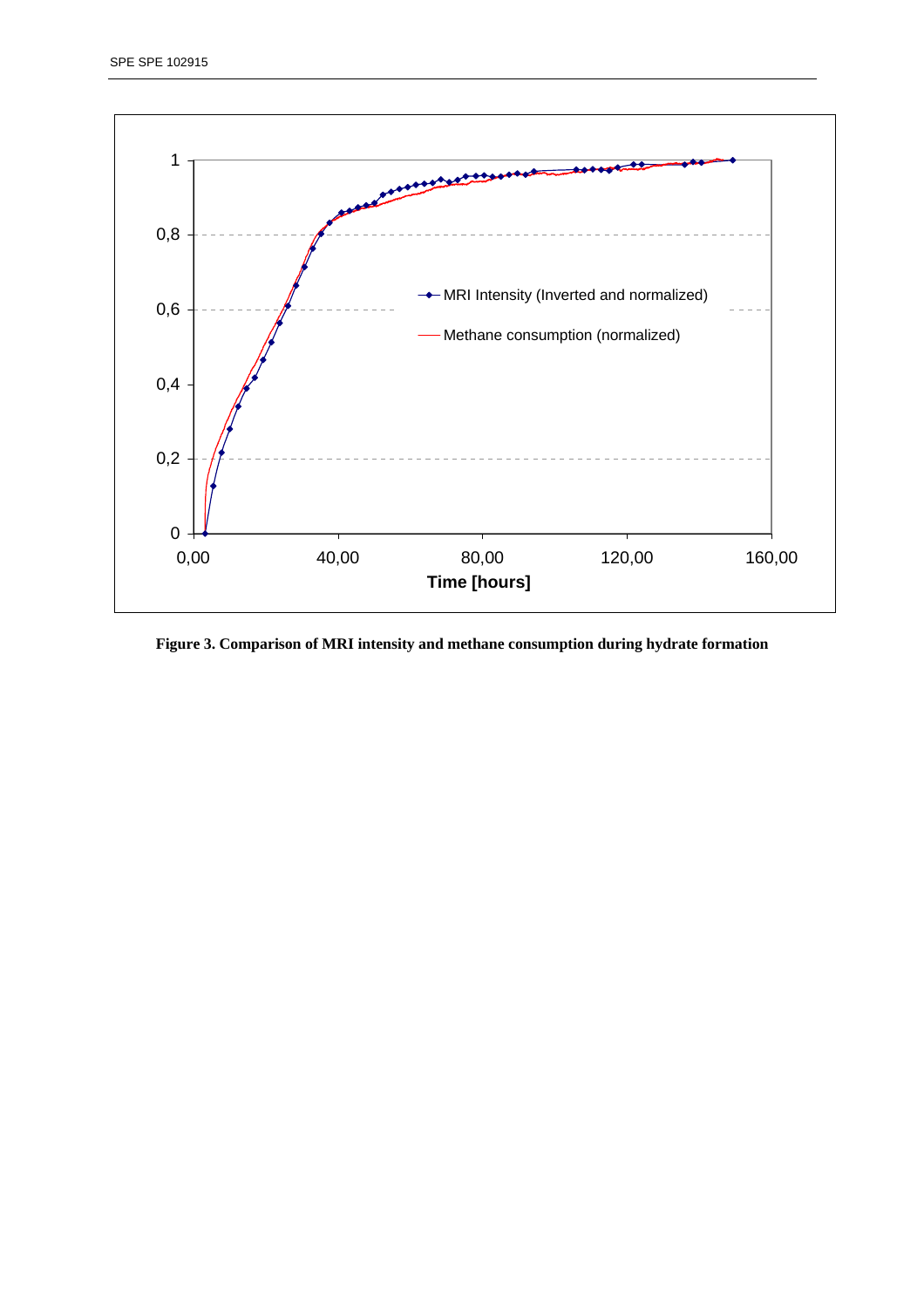**Figure 3. Comparison of MRI intensity and methane consumption during hydrate formation**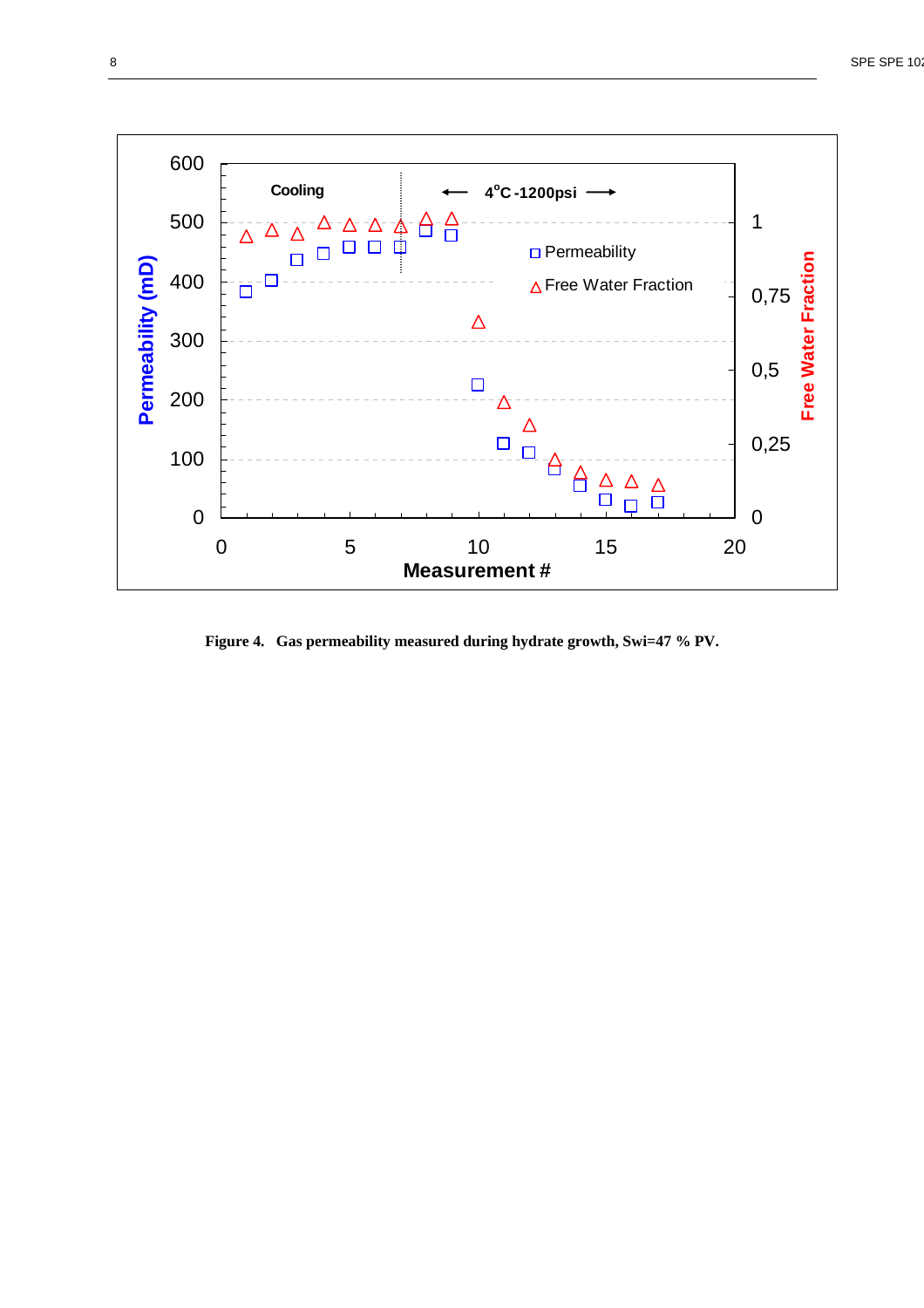Figure 4. Gas permeability measured during hydrate growth, Swi=47 % PV.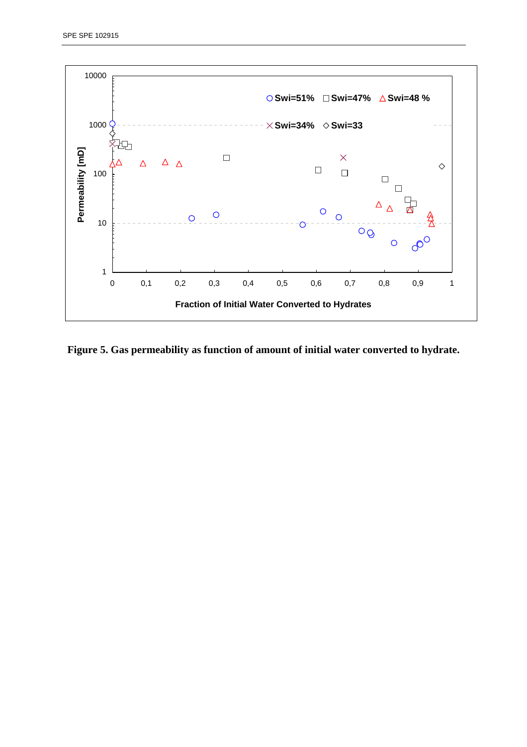Figure 5. Gas permeability as function of amount of initial water converted to hydrate.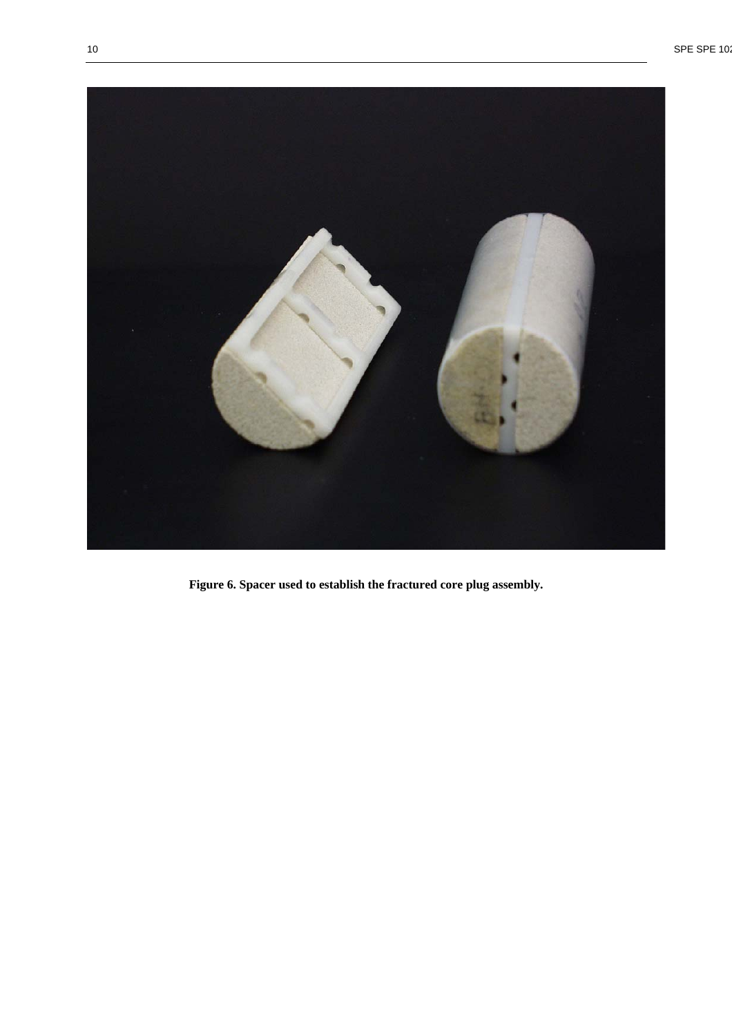**Figure 6. Spacer used to establish the fractured core plug assembly.**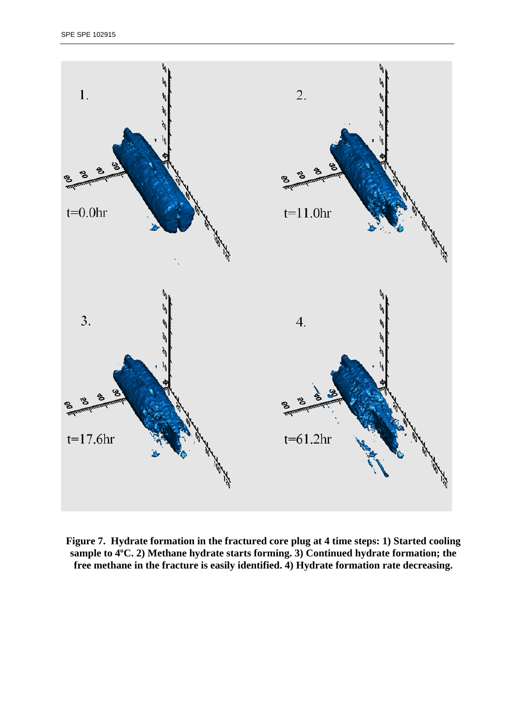**Figure 7. Hydrate formation in the fractured core plug at 4 time steps: 1) Started cooling sample to 4ºC. 2) Methane hydrate starts forming. 3) Continued hydrate formation; the free methane in the fracture is easily identified. 4) Hydrate formation rate decreasing.**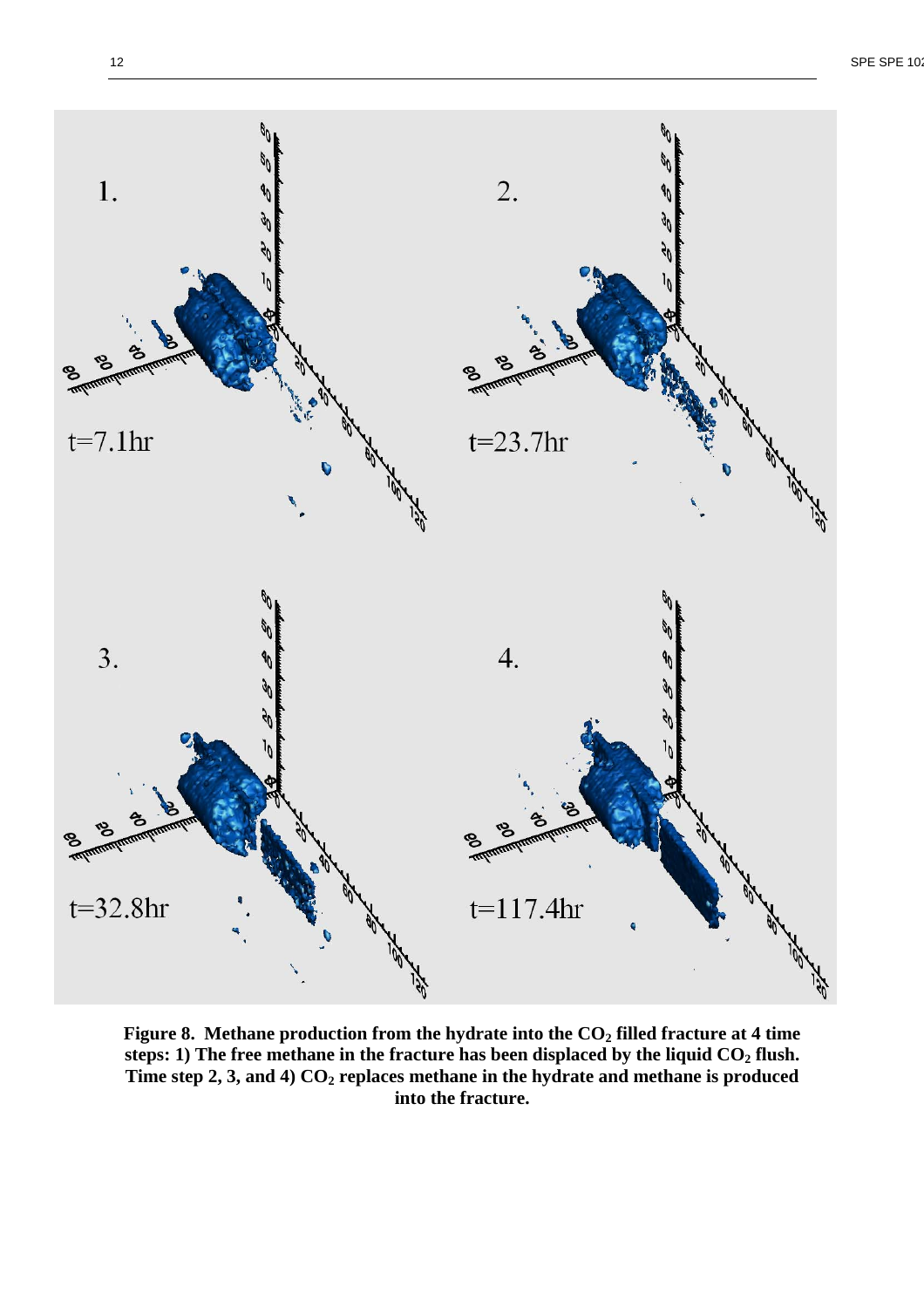**Figure 8. Methane production from the hydrate into the $CO_2$ filled fracture at 4 time steps: 1) The free methane in the fracture has been displaced by the liquid $CO_2$ flush. Time step 2, 3, and 4) $CO_2$ replaces methane in the hydrate and methane is produced into the fracture.**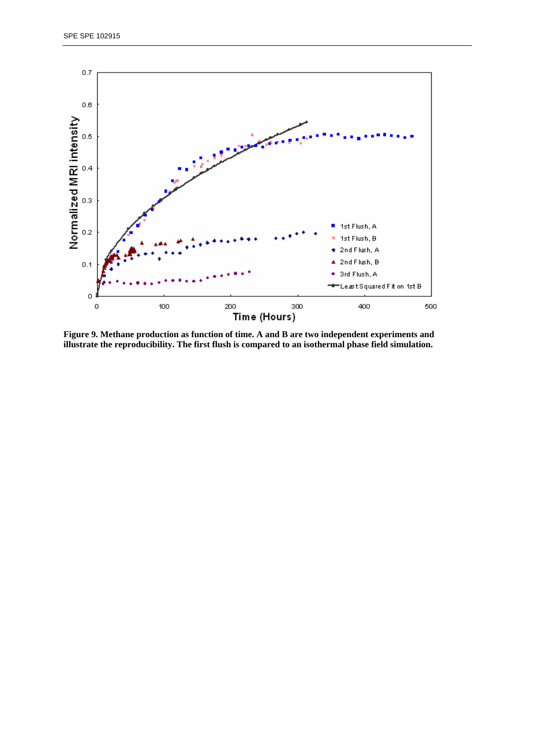Normalized MRI intensity

0.7
0.6
0.5
0.4
0.3
0.2
0.1
0

0
100
200
300
400
500

Time (Hours)

1st Flush, A
1st Flush, B
2nd Flush, A
2nd Flush, B
3rd Flush, A
Least Squared Fit on 1st B

**Figure 9. Methane production as function of time. A and B are two independent experiments and illustrate the reproducibility. The first flush is compared to an isothermal phase field simulation.**